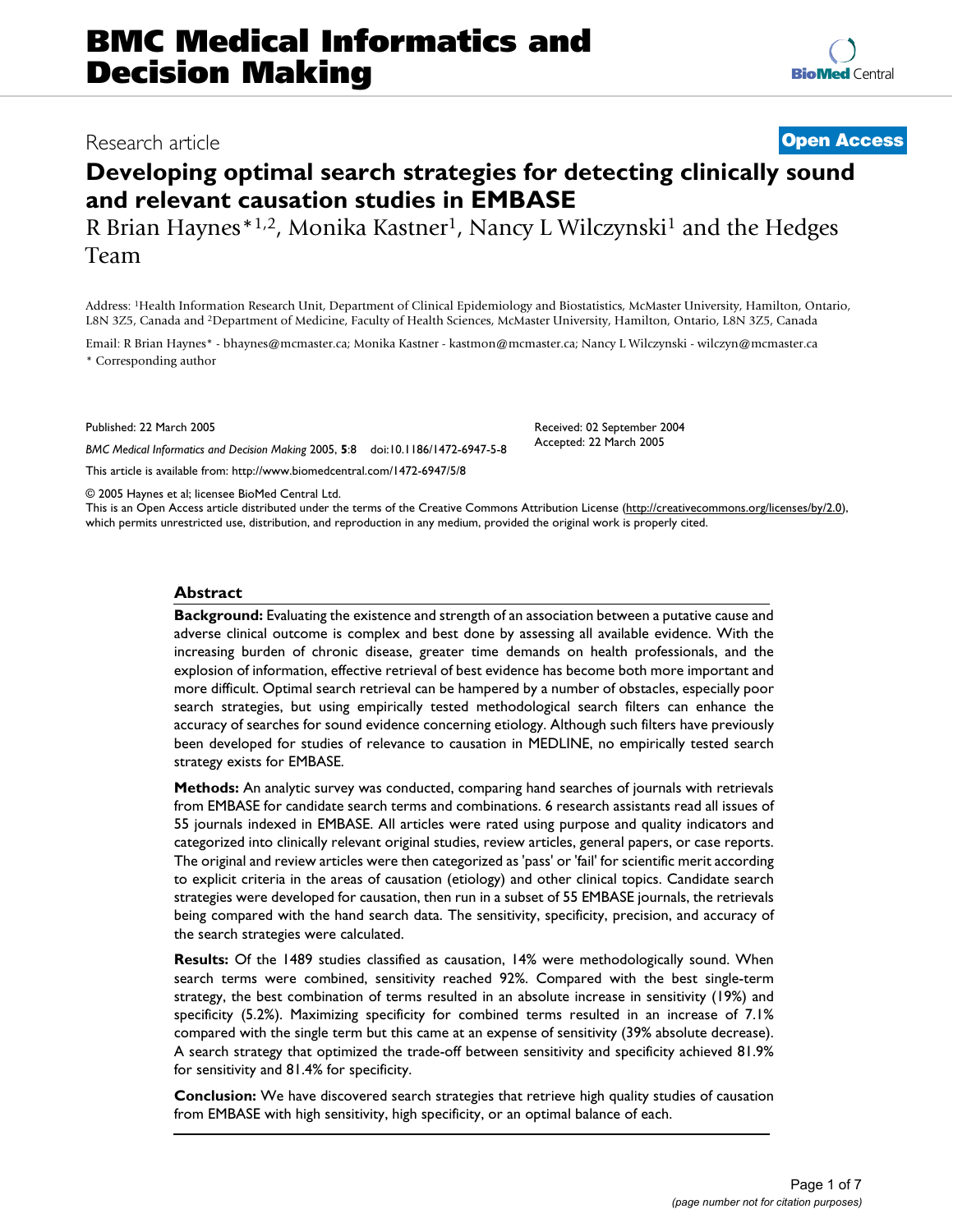# Developing optimal search strategies for detecting clinically sound and relevant causation studies in EMBASE

Research article

**Open Access**

R Brian Haynes*[1,2], Monika Kastner[1], Nancy L Wilczynski[1] and the Hedges Team

Address: [1]Health Information Research Unit, Department of Clinical Epidemiology and Biostatistics, McMaster University, Hamilton, Ontario, L8N 3Z5, Canada and [2]Department of Medicine, Faculty of Health Sciences, McMaster University, Hamilton, Ontario, L8N 3Z5, Canada

Email: R Brian Haynes* - bhaynes@mcmaster.ca; Monika Kastner - kastmon@mcmaster.ca; Nancy L Wilczynski - wilczyn@mcmaster.ca

\* Corresponding author

Published: 22 March 2005

*BMC Medical Informatics and Decision Making* 2005, **5**:8 doi:10.1186/1472-6947-5-8

Received: 02 September 2004
Accepted: 22 March 2005

This article is available from: http://www.biomedcentral.com/1472-6947/5/8

© 2005 Haynes et al; licensee BioMed Central Ltd.
This is an Open Access article distributed under the terms of the Creative Commons Attribution License (http://creativecommons.org/licenses/by/2.0), which permits unrestricted use, distribution, and reproduction in any medium, provided the original work is properly cited.

## Abstract

**Background:** Evaluating the existence and strength of an association between a putative cause and adverse clinical outcome is complex and best done by assessing all available evidence. With the increasing burden of chronic disease, greater time demands on health professionals, and the explosion of information, effective retrieval of best evidence has become both more important and more difficult. Optimal search retrieval can be hampered by a number of obstacles, especially poor search strategies, but using empirically tested methodological search filters can enhance the accuracy of searches for sound evidence concerning etiology. Although such filters have previously been developed for studies of relevance to causation in MEDLINE, no empirically tested search strategy exists for EMBASE.

**Methods:** An analytic survey was conducted, comparing hand searches of journals with retrievals from EMBASE for candidate search terms and combinations. 6 research assistants read all issues of 55 journals indexed in EMBASE. All articles were rated using purpose and quality indicators and categorized into clinically relevant original studies, review articles, general papers, or case reports. The original and review articles were then categorized as 'pass' or 'fail' for scientific merit according to explicit criteria in the areas of causation (etiology) and other clinical topics. Candidate search strategies were developed for causation, then run in a subset of 55 EMBASE journals, the retrievals being compared with the hand search data. The sensitivity, specificity, precision, and accuracy of the search strategies were calculated.

**Results:** Of the 1489 studies classified as causation, 14% were methodologically sound. When search terms were combined, sensitivity reached 92%. Compared with the best single-term strategy, the best combination of terms resulted in an absolute increase in sensitivity (19%) and specificity (5.2%). Maximizing specificity for combined terms resulted in an increase of 7.1% compared with the single term but this came at an expense of sensitivity (39% absolute decrease). A search strategy that optimized the trade-off between sensitivity and specificity achieved 81.9% for sensitivity and 81.4% for specificity.

**Conclusion:** We have discovered search strategies that retrieve high quality studies of causation from EMBASE with high sensitivity, high specificity, or an optimal balance of each.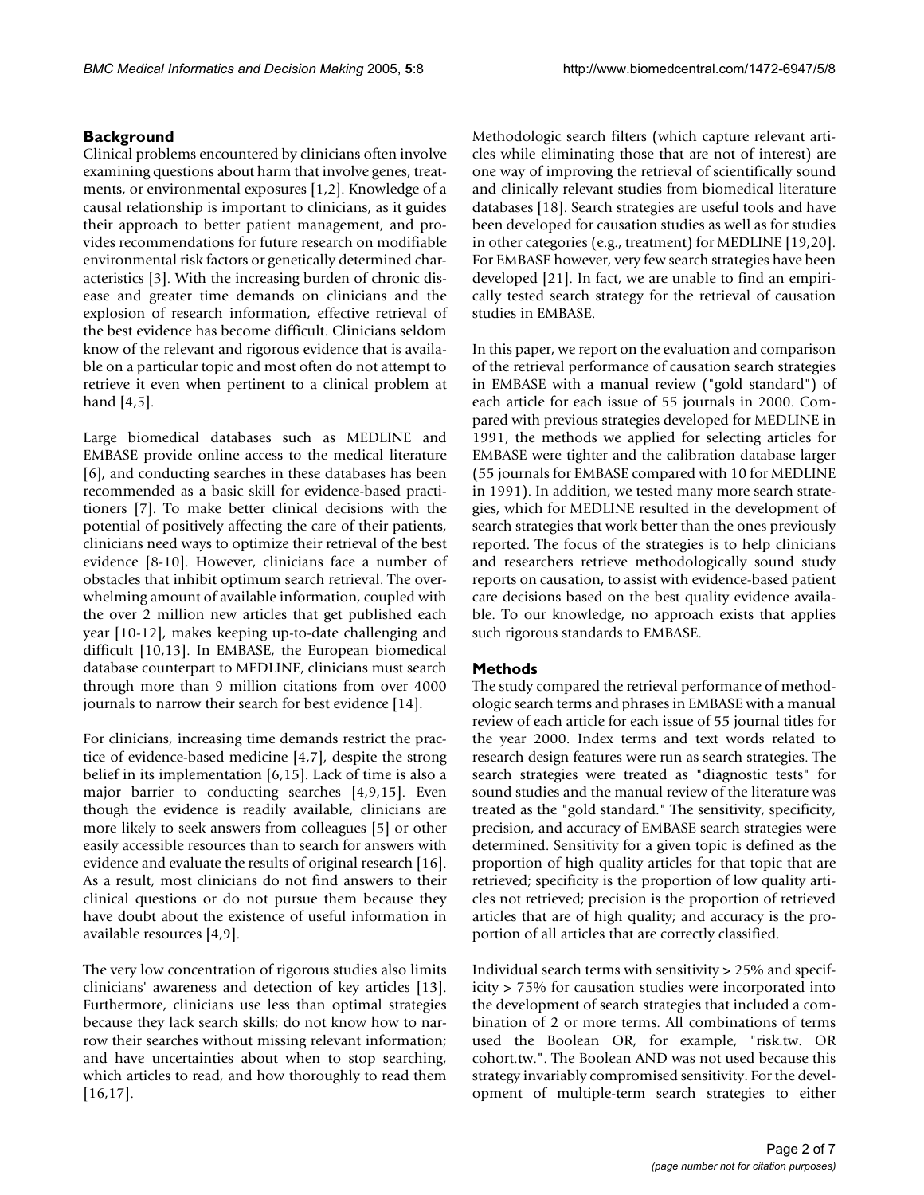## Background

Clinical problems encountered by clinicians often involve examining questions about harm that involve genes, treatments, or environmental exposures [1,2]. Knowledge of a causal relationship is important to clinicians, as it guides their approach to better patient management, and provides recommendations for future research on modifiable environmental risk factors or genetically determined characteristics [3]. With the increasing burden of chronic disease and greater time demands on clinicians and the explosion of research information, effective retrieval of the best evidence has become difficult. Clinicians seldom know of the relevant and rigorous evidence that is available on a particular topic and most often do not attempt to retrieve it even when pertinent to a clinical problem at hand [4,5].

Large biomedical databases such as MEDLINE and EMBASE provide online access to the medical literature [6], and conducting searches in these databases has been recommended as a basic skill for evidence-based practitioners [7]. To make better clinical decisions with the potential of positively affecting the care of their patients, clinicians need ways to optimize their retrieval of the best evidence [8-10]. However, clinicians face a number of obstacles that inhibit optimum search retrieval. The overwhelming amount of available information, coupled with the over 2 million new articles that get published each year [10-12], makes keeping up-to-date challenging and difficult [10,13]. In EMBASE, the European biomedical database counterpart to MEDLINE, clinicians must search through more than 9 million citations from over 4000 journals to narrow their search for best evidence [14].

For clinicians, increasing time demands restrict the practice of evidence-based medicine [4,7], despite the strong belief in its implementation [6,15]. Lack of time is also a major barrier to conducting searches [4,9,15]. Even though the evidence is readily available, clinicians are more likely to seek answers from colleagues [5] or other easily accessible resources than to search for answers with evidence and evaluate the results of original research [16]. As a result, most clinicians do not find answers to their clinical questions or do not pursue them because they have doubt about the existence of useful information in available resources [4,9].

The very low concentration of rigorous studies also limits clinicians' awareness and detection of key articles [13]. Furthermore, clinicians use less than optimal strategies because they lack search skills; do not know how to narrow their searches without missing relevant information; and have uncertainties about when to stop searching, which articles to read, and how thoroughly to read them [16,17].

Methodologic search filters (which capture relevant articles while eliminating those that are not of interest) are one way of improving the retrieval of scientifically sound and clinically relevant studies from biomedical literature databases [18]. Search strategies are useful tools and have been developed for causation studies as well as for studies in other categories (e.g., treatment) for MEDLINE [19,20]. For EMBASE however, very few search strategies have been developed [21]. In fact, we are unable to find an empirically tested search strategy for the retrieval of causation studies in EMBASE.

In this paper, we report on the evaluation and comparison of the retrieval performance of causation search strategies in EMBASE with a manual review ("gold standard") of each article for each issue of 55 journals in 2000. Compared with previous strategies developed for MEDLINE in 1991, the methods we applied for selecting articles for EMBASE were tighter and the calibration database larger (55 journals for EMBASE compared with 10 for MEDLINE in 1991). In addition, we tested many more search strategies, which for MEDLINE resulted in the development of search strategies that work better than the ones previously reported. The focus of the strategies is to help clinicians and researchers retrieve methodologically sound study reports on causation, to assist with evidence-based patient care decisions based on the best quality evidence available. To our knowledge, no approach exists that applies such rigorous standards to EMBASE.

## Methods

The study compared the retrieval performance of methodologic search terms and phrases in EMBASE with a manual review of each article for each issue of 55 journal titles for the year 2000. Index terms and text words related to research design features were run as search strategies. The search strategies were treated as "diagnostic tests" for sound studies and the manual review of the literature was treated as the "gold standard." The sensitivity, specificity, precision, and accuracy of EMBASE search strategies were determined. Sensitivity for a given topic is defined as the proportion of high quality articles for that topic that are retrieved; specificity is the proportion of low quality articles not retrieved; precision is the proportion of retrieved articles that are of high quality; and accuracy is the proportion of all articles that are correctly classified.

Individual search terms with sensitivity > 25% and specificity > 75% for causation studies were incorporated into the development of search strategies that included a combination of 2 or more terms. All combinations of terms used the Boolean OR, for example, "risk.tw. OR cohort.tw.". The Boolean AND was not used because this strategy invariably compromised sensitivity. For the development of multiple-term search strategies to either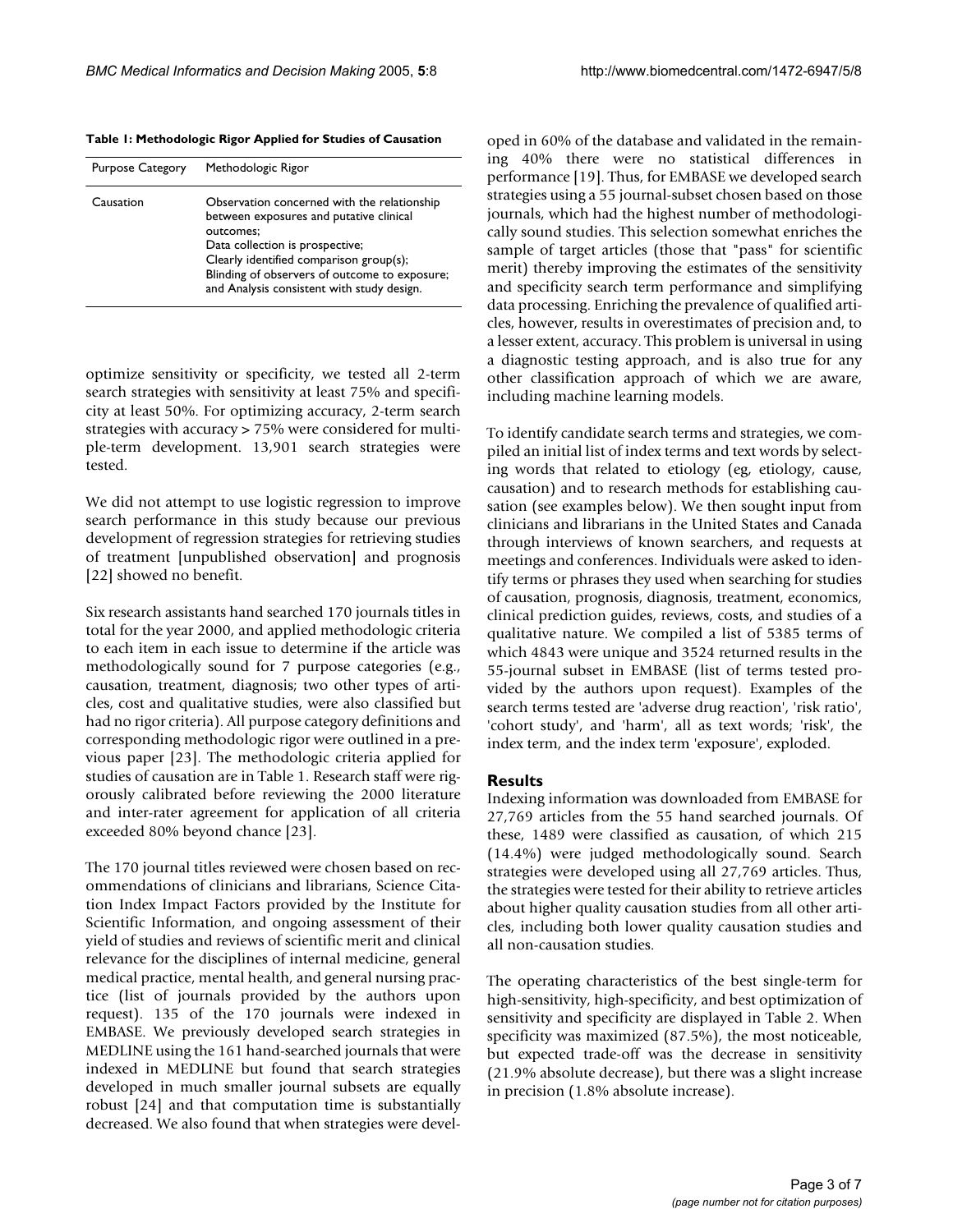**Table 1: Methodologic Rigor Applied for Studies of Causation**

| Purpose Category | Methodologic Rigor |
| --- | --- |
| Causation | Observation concerned with the relationship between exposures and putative clinical outcomes;<br>Data collection is prospective;<br>Clearly identified comparison group(s);<br>Blinding of observers of outcome to exposure;<br>and Analysis consistent with study design. |

optimize sensitivity or specificity, we tested all 2-term search strategies with sensitivity at least 75% and specificity at least 50%. For optimizing accuracy, 2-term search strategies with accuracy > 75% were considered for multiple-term development. 13,901 search strategies were tested.

We did not attempt to use logistic regression to improve search performance in this study because our previous development of regression strategies for retrieving studies of treatment [unpublished observation] and prognosis [22] showed no benefit.

Six research assistants hand searched 170 journals titles in total for the year 2000, and applied methodologic criteria to each item in each issue to determine if the article was methodologically sound for 7 purpose categories (e.g., causation, treatment, diagnosis; two other types of articles, cost and qualitative studies, were also classified but had no rigor criteria). All purpose category definitions and corresponding methodologic rigor were outlined in a previous paper [23]. The methodologic criteria applied for studies of causation are in Table 1. Research staff were rigorously calibrated before reviewing the 2000 literature and inter-rater agreement for application of all criteria exceeded 80% beyond chance [23].

The 170 journal titles reviewed were chosen based on recommendations of clinicians and librarians, Science Citation Index Impact Factors provided by the Institute for Scientific Information, and ongoing assessment of their yield of studies and reviews of scientific merit and clinical relevance for the disciplines of internal medicine, general medical practice, mental health, and general nursing practice (list of journals provided by the authors upon request). 135 of the 170 journals were indexed in EMBASE. We previously developed search strategies in MEDLINE using the 161 hand-searched journals that were indexed in MEDLINE but found that search strategies developed in much smaller journal subsets are equally robust [24] and that computation time is substantially decreased. We also found that when strategies were developed in 60% of the database and validated in the remaining 40% there were no statistical differences in performance [19]. Thus, for EMBASE we developed search strategies using a 55 journal-subset chosen based on those journals, which had the highest number of methodologically sound studies. This selection somewhat enriches the sample of target articles (those that "pass" for scientific merit) thereby improving the estimates of the sensitivity and specificity search term performance and simplifying data processing. Enriching the prevalence of qualified articles, however, results in overestimates of precision and, to a lesser extent, accuracy. This problem is universal in using a diagnostic testing approach, and is also true for any other classification approach of which we are aware, including machine learning models.

To identify candidate search terms and strategies, we compiled an initial list of index terms and text words by selecting words that related to etiology (eg, etiology, cause, causation) and to research methods for establishing causation (see examples below). We then sought input from clinicians and librarians in the United States and Canada through interviews of known searchers, and requests at meetings and conferences. Individuals were asked to identify terms or phrases they used when searching for studies of causation, prognosis, diagnosis, treatment, economics, clinical prediction guides, reviews, costs, and studies of a qualitative nature. We compiled a list of 5385 terms of which 4843 were unique and 3524 returned results in the 55-journal subset in EMBASE (list of terms tested provided by the authors upon request). Examples of the search terms tested are 'adverse drug reaction', 'risk ratio', 'cohort study', and 'harm', all as text words; 'risk', the index term, and the index term 'exposure', exploded.

## Results

Indexing information was downloaded from EMBASE for 27,769 articles from the 55 hand searched journals. Of these, 1489 were classified as causation, of which 215 (14.4%) were judged methodologically sound. Search strategies were developed using all 27,769 articles. Thus, the strategies were tested for their ability to retrieve articles about higher quality causation studies from all other articles, including both lower quality causation studies and all non-causation studies.

The operating characteristics of the best single-term for high-sensitivity, high-specificity, and best optimization of sensitivity and specificity are displayed in Table 2. When specificity was maximized (87.5%), the most noticeable, but expected trade-off was the decrease in sensitivity (21.9% absolute decrease), but there was a slight increase in precision (1.8% absolute increase).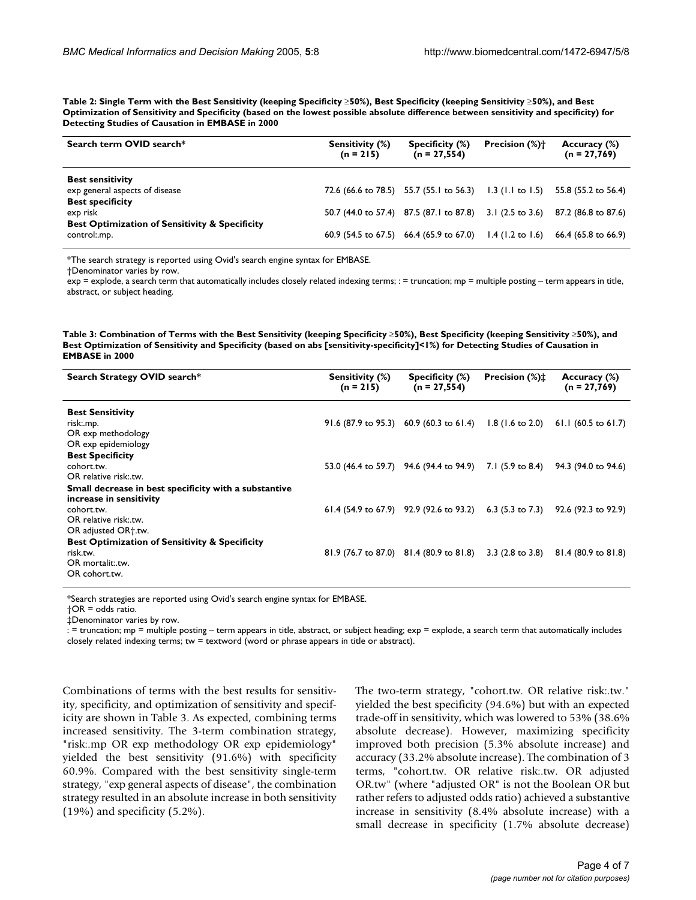**Table 2: Single Term with the Best Sensitivity (keeping Specificity ≥50%), Best Specificity (keeping Sensitivity ≥50%), and Best Optimization of Sensitivity and Specificity (based on the lowest possible absolute difference between sensitivity and specificity) for Detecting Studies of Causation in EMBASE in 2000**

| Search term OVID search* | Sensitivity (%) (n = 215) | Specificity (%) (n = 27,554) | Precision (%)† | Accuracy (%) (n = 27,769) |
| --- | --- | --- | --- | --- |
| **Best sensitivity** | | | | |
| exp general aspects of disease | 72.6 (66.6 to 78.5) | 55.7 (55.1 to 56.3) | 1.3 (1.1 to 1.5) | 55.8 (55.2 to 56.4) |
| **Best specificity** | | | | |
| exp risk | 50.7 (44.0 to 57.4) | 87.5 (87.1 to 87.8) | 3.1 (2.5 to 3.6) | 87.2 (86.8 to 87.6) |
| **Best Optimization of Sensitivity & Specificity** | | | | |
| control:.mp. | 60.9 (54.5 to 67.5) | 66.4 (65.9 to 67.0) | 1.4 (1.2 to 1.6) | 66.4 (65.8 to 66.9) |

*The search strategy is reported using Ovid's search engine syntax for EMBASE.
†Denominator varies by row.
exp = explode, a search term that automatically includes closely related indexing terms; : = truncation; mp = multiple posting – term appears in title, abstract, or subject heading.

**Table 3: Combination of Terms with the Best Sensitivity (keeping Specificity ≥50%), Best Specificity (keeping Sensitivity ≥50%), and Best Optimization of Sensitivity and Specificity (based on abs [sensitivity-specificity]<1%) for Detecting Studies of Causation in EMBASE in 2000**

| Search Strategy OVID search* | Sensitivity (%) (n = 215) | Specificity (%) (n = 27,554) | Precision (%)‡ | Accuracy (%) (n = 27,769) |
| --- | --- | --- | --- | --- |
| **Best Sensitivity** | | | | |
| risk:.mp. OR exp methodology OR exp epidemiology | 91.6 (87.9 to 95.3) | 60.9 (60.3 to 61.4) | 1.8 (1.6 to 2.0) | 61.1 (60.5 to 61.7) |
| **Best Specificity** | | | | |
| cohort.tw. OR relative risk:.tw. | 53.0 (46.4 to 59.7) | 94.6 (94.4 to 94.9) | 7.1 (5.9 to 8.4) | 94.3 (94.0 to 94.6) |
| **Small decrease in best specificity with a substantive increase in sensitivity** | | | | |
| cohort.tw. OR relative risk:.tw. OR adjusted OR†.tw. | 61.4 (54.9 to 67.9) | 92.9 (92.6 to 93.2) | 6.3 (5.3 to 7.3) | 92.6 (92.3 to 92.9) |
| **Best Optimization of Sensitivity & Specificity** | | | | |
| risk.tw. OR mortalit:.tw. OR cohort.tw. | 81.9 (76.7 to 87.0) | 81.4 (80.9 to 81.8) | 3.3 (2.8 to 3.8) | 81.4 (80.9 to 81.8) |

*Search strategies are reported using Ovid's search engine syntax for EMBASE.
†OR = odds ratio.
‡Denominator varies by row.
: = truncation; mp = multiple posting – term appears in title, abstract, or subject heading; exp = explode, a search term that automatically includes closely related indexing terms; tw = textword (word or phrase appears in title or abstract).

Combinations of terms with the best results for sensitivity, specificity, and optimization of sensitivity and specificity are shown in Table 3. As expected, combining terms increased sensitivity. The 3-term combination strategy, "risk:.mp OR exp methodology OR exp epidemiology" yielded the best sensitivity (91.6%) with specificity 60.9%. Compared with the best sensitivity single-term strategy, "exp general aspects of disease", the combination strategy resulted in an absolute increase in both sensitivity (19%) and specificity (5.2%).

The two-term strategy, "cohort.tw. OR relative risk:.tw." yielded the best specificity (94.6%) but with an expected trade-off in sensitivity, which was lowered to 53% (38.6% absolute decrease). However, maximizing specificity improved both precision (5.3% absolute increase) and accuracy (33.2% absolute increase). The combination of 3 terms, "cohort.tw. OR relative risk:.tw. OR adjusted OR.tw" (where "adjusted OR" is not the Boolean OR but rather refers to adjusted odds ratio) achieved a substantive increase in sensitivity (8.4% absolute increase) with a small decrease in specificity (1.7% absolute decrease)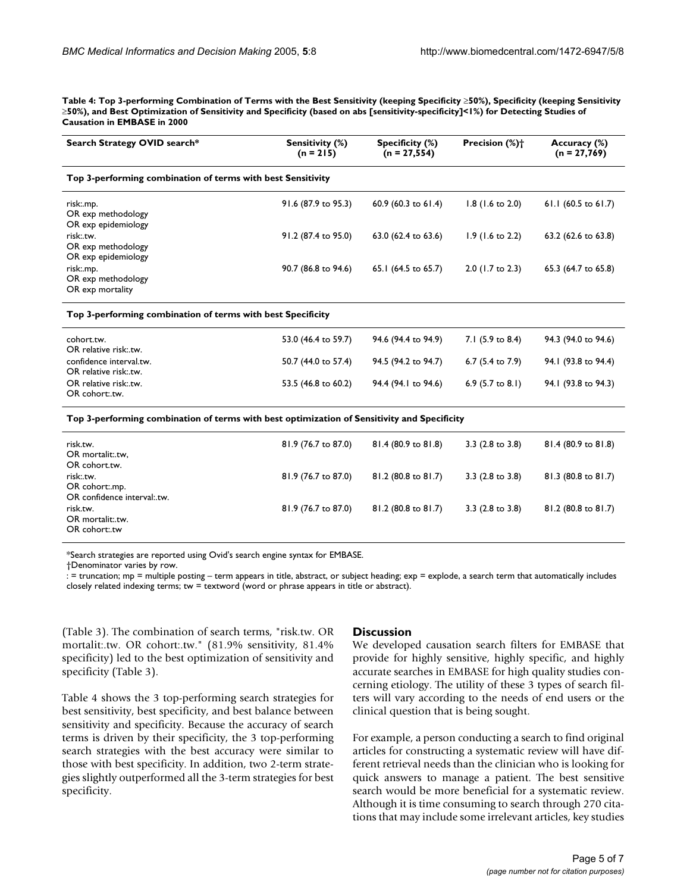**Table 4: Top 3-performing Combination of Terms with the Best Sensitivity (keeping Specificity ≥50%), Specificity (keeping Sensitivity ≥50%), and Best Optimization of Sensitivity and Specificity (based on abs [sensitivity-specificity]<1%) for Detecting Studies of Causation in EMBASE in 2000**

| Search Strategy OVID search* | Sensitivity (%) (n = 215) | Specificity (%) (n = 27,554) | Precision (%)† | Accuracy (%) (n = 27,769) |
|---|---|---|---|---|
| **Top 3-performing combination of terms with best Sensitivity** | | | | |
| risk:.mp. OR exp methodology OR exp epidemiology | 91.6 (87.9 to 95.3) | 60.9 (60.3 to 61.4) | 1.8 (1.6 to 2.0) | 61.1 (60.5 to 61.7) |
| risk:.tw. OR exp methodology OR exp epidemiology | 91.2 (87.4 to 95.0) | 63.0 (62.4 to 63.6) | 1.9 (1.6 to 2.2) | 63.2 (62.6 to 63.8) |
| risk:.mp. OR exp methodology OR exp mortality | 90.7 (86.8 to 94.6) | 65.1 (64.5 to 65.7) | 2.0 (1.7 to 2.3) | 65.3 (64.7 to 65.8) |
| **Top 3-performing combination of terms with best Specificity** | | | | |
| cohort.tw. OR relative risk:.tw. | 53.0 (46.4 to 59.7) | 94.6 (94.4 to 94.9) | 7.1 (5.9 to 8.4) | 94.3 (94.0 to 94.6) |
| confidence interval.tw. OR relative risk:.tw. | 50.7 (44.0 to 57.4) | 94.5 (94.2 to 94.7) | 6.7 (5.4 to 7.9) | 94.1 (93.8 to 94.4) |
| OR relative risk:.tw. OR cohort:.tw. | 53.5 (46.8 to 60.2) | 94.4 (94.1 to 94.6) | 6.9 (5.7 to 8.1) | 94.1 (93.8 to 94.3) |
| **Top 3-performing combination of terms with best optimization of Sensitivity and Specificity** | | | | |
| risk.tw. OR mortalit:.tw, OR cohort.tw. | 81.9 (76.7 to 87.0) | 81.4 (80.9 to 81.8) | 3.3 (2.8 to 3.8) | 81.4 (80.9 to 81.8) |
| risk:.tw. OR cohort:.mp. OR confidence interval:.tw. | 81.9 (76.7 to 87.0) | 81.2 (80.8 to 81.7) | 3.3 (2.8 to 3.8) | 81.3 (80.8 to 81.7) |
| risk.tw. OR mortalit:.tw. OR cohort:.tw | 81.9 (76.7 to 87.0) | 81.2 (80.8 to 81.7) | 3.3 (2.8 to 3.8) | 81.2 (80.8 to 81.7) |

*Search strategies are reported using Ovid's search engine syntax for EMBASE.
†Denominator varies by row.
: = truncation; mp = multiple posting – term appears in title, abstract, or subject heading; exp = explode, a search term that automatically includes closely related indexing terms; tw = textword (word or phrase appears in title or abstract).

(Table 3). The combination of search terms, "risk.tw. OR mortalit:.tw. OR cohort:.tw." (81.9% sensitivity, 81.4% specificity) led to the best optimization of sensitivity and specificity (Table 3).

Table 4 shows the 3 top-performing search strategies for best sensitivity, best specificity, and best balance between sensitivity and specificity. Because the accuracy of search terms is driven by their specificity, the 3 top-performing search strategies with the best accuracy were similar to those with best specificity. In addition, two 2-term strategies slightly outperformed all the 3-term strategies for best specificity.

## Discussion

We developed causation search filters for EMBASE that provide for highly sensitive, highly specific, and highly accurate searches in EMBASE for high quality studies concerning etiology. The utility of these 3 types of search filters will vary according to the needs of end users or the clinical question that is being sought.

For example, a person conducting a search to find original articles for constructing a systematic review will have different retrieval needs than the clinician who is looking for quick answers to manage a patient. The best sensitive search would be more beneficial for a systematic review. Although it is time consuming to search through 270 citations that may include some irrelevant articles, key studies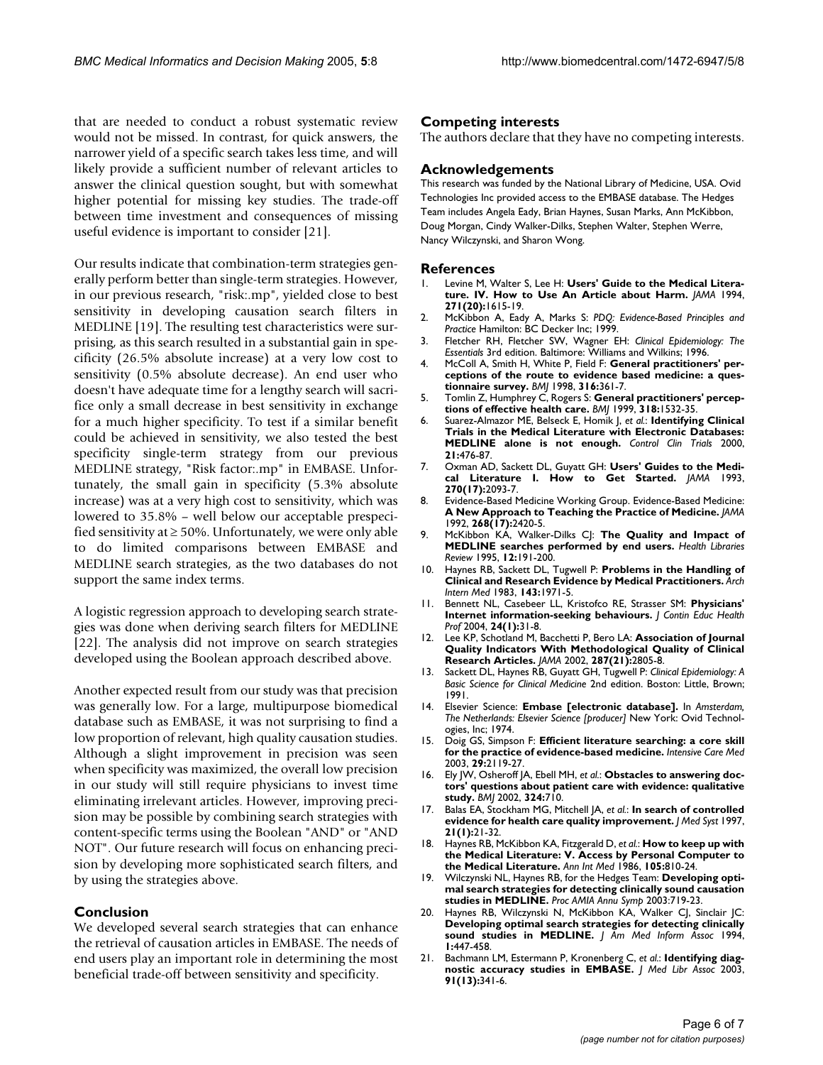that are needed to conduct a robust systematic review would not be missed. In contrast, for quick answers, the narrower yield of a specific search takes less time, and will likely provide a sufficient number of relevant articles to answer the clinical question sought, but with somewhat higher potential for missing key studies. The trade-off between time investment and consequences of missing useful evidence is important to consider [21].

Our results indicate that combination-term strategies generally perform better than single-term strategies. However, in our previous research, "risk:.mp", yielded close to best sensitivity in developing causation search filters in MEDLINE [19]. The resulting test characteristics were surprising, as this search resulted in a substantial gain in specificity (26.5% absolute increase) at a very low cost to sensitivity (0.5% absolute decrease). An end user who doesn't have adequate time for a lengthy search will sacrifice only a small decrease in best sensitivity in exchange for a much higher specificity. To test if a similar benefit could be achieved in sensitivity, we also tested the best specificity single-term strategy from our previous MEDLINE strategy, "Risk factor:.mp" in EMBASE. Unfortunately, the small gain in specificity (5.3% absolute increase) was at a very high cost to sensitivity, which was lowered to 35.8% – well below our acceptable prespecified sensitivity at ≥ 50%. Unfortunately, we were only able to do limited comparisons between EMBASE and MEDLINE search strategies, as the two databases do not support the same index terms.

A logistic regression approach to developing search strategies was done when deriving search filters for MEDLINE [22]. The analysis did not improve on search strategies developed using the Boolean approach described above.

Another expected result from our study was that precision was generally low. For a large, multipurpose biomedical database such as EMBASE, it was not surprising to find a low proportion of relevant, high quality causation studies. Although a slight improvement in precision was seen when specificity was maximized, the overall low precision in our study will still require physicians to invest time eliminating irrelevant articles. However, improving precision may be possible by combining search strategies with content-specific terms using the Boolean "AND" or "AND NOT". Our future research will focus on enhancing precision by developing more sophisticated search filters, and by using the strategies above.

## Conclusion

We developed several search strategies that can enhance the retrieval of causation articles in EMBASE. The needs of end users play an important role in determining the most beneficial trade-off between sensitivity and specificity.

## Competing interests

The authors declare that they have no competing interests.

## Acknowledgements

This research was funded by the National Library of Medicine, USA. Ovid Technologies Inc provided access to the EMBASE database. The Hedges Team includes Angela Eady, Brian Haynes, Susan Marks, Ann McKibbon, Doug Morgan, Cindy Walker-Dilks, Stephen Walter, Stephen Werre, Nancy Wilczynski, and Sharon Wong.

## References

1. Levine M, Walter S, Lee H: **Users' Guide to the Medical Literature. IV. How to Use An Article about Harm.** *JAMA* 1994, **271(20):**1615-19.
2. McKibbon A, Eady A, Marks S: *PDQ: Evidence-Based Principles and Practice* Hamilton: BC Decker Inc; 1999.
3. Fletcher RH, Fletcher SW, Wagner EH: *Clinical Epidemiology: The Essentials* 3rd edition. Baltimore: Williams and Wilkins; 1996.
4. McColl A, Smith H, White P, Field F: **General practitioners' perceptions of the route to evidence based medicine: a questionnaire survey.** *BMJ* 1998, **316:**361-7.
5. Tomlin Z, Humphrey C, Rogers S: **General practitioners' perceptions of effective health care.** *BMJ* 1999, **318:**1532-35.
6. Suarez-Almazor ME, Belseck E, Homik J, *et al.*: **Identifying Clinical Trials in the Medical Literature with Electronic Databases: MEDLINE alone is not enough.** *Control Clin Trials* 2000, **21:**476-87.
7. Oxman AD, Sackett DL, Guyatt GH: **Users' Guides to the Medical Literature I. How to Get Started.** *JAMA* 1993, **270(17):**2093-7.
8. Evidence-Based Medicine Working Group. Evidence-Based Medicine: **A New Approach to Teaching the Practice of Medicine.** *JAMA* 1992, **268(17):**2420-5.
9. McKibbon KA, Walker-Dilks CJ: **The Quality and Impact of MEDLINE searches performed by end users.** *Health Libraries Review* 1995, **12:**191-200.
10. Haynes RB, Sackett DL, Tugwell P: **Problems in the Handling of Clinical and Research Evidence by Medical Practitioners.** *Arch Intern Med* 1983, **143:**1971-5.
11. Bennett NL, Casebeer LL, Kristofco RE, Strasser SM: **Physicians' Internet information-seeking behaviours.** *J Contin Educ Health Prof* 2004, **24(1):**31-8.
12. Lee KP, Schotland M, Bacchetti P, Bero LA: **Association of Journal Quality Indicators With Methodological Quality of Clinical Research Articles.** *JAMA* 2002, **287(21):**2805-8.
13. Sackett DL, Haynes RB, Guyatt GH, Tugwell P: *Clinical Epidemiology: A Basic Science for Clinical Medicine* 2nd edition. Boston: Little, Brown; 1991.
14. Elsevier Science: **Embase [electronic database].** In *Amsterdam, The Netherlands: Elsevier Science [producer]* New York: Ovid Technologies, Inc; 1974.
15. Doig GS, Simpson F: **Efficient literature searching: a core skill for the practice of evidence-based medicine.** *Intensive Care Med* 2003, **29:**2119-27.
16. Ely JW, Osheroff JA, Ebell MH, *et al.*: **Obstacles to answering doctors' questions about patient care with evidence: qualitative study.** *BMJ* 2002, **324:**710.
17. Balas EA, Stockham MG, Mitchell JA, *et al.*: **In search of controlled evidence for health care quality improvement.** *J Med Syst* 1997, **21(1):**21-32.
18. Haynes RB, McKibbon KA, Fitzgerald D, *et al.*: **How to keep up with the Medical Literature: V. Access by Personal Computer to the Medical Literature.** *Ann Int Med* 1986, **105:**810-24.
19. Wilczynski NL, Haynes RB, for the Hedges Team: **Developing optimal search strategies for detecting clinically sound causation studies in MEDLINE.** *Proc AMIA Annu Symp* 2003:719-23.
20. Haynes RB, Wilczynski N, McKibbon KA, Walker CJ, Sinclair JC: **Developing optimal search strategies for detecting clinically sound studies in MEDLINE.** *J Am Med Inform Assoc* 1994, **1:**447-458.
21. Bachmann LM, Estermann P, Kronenberg C, *et al.*: **Identifying diagnostic accuracy studies in EMBASE.** *J Med Libr Assoc* 2003, **91(13):**341-6.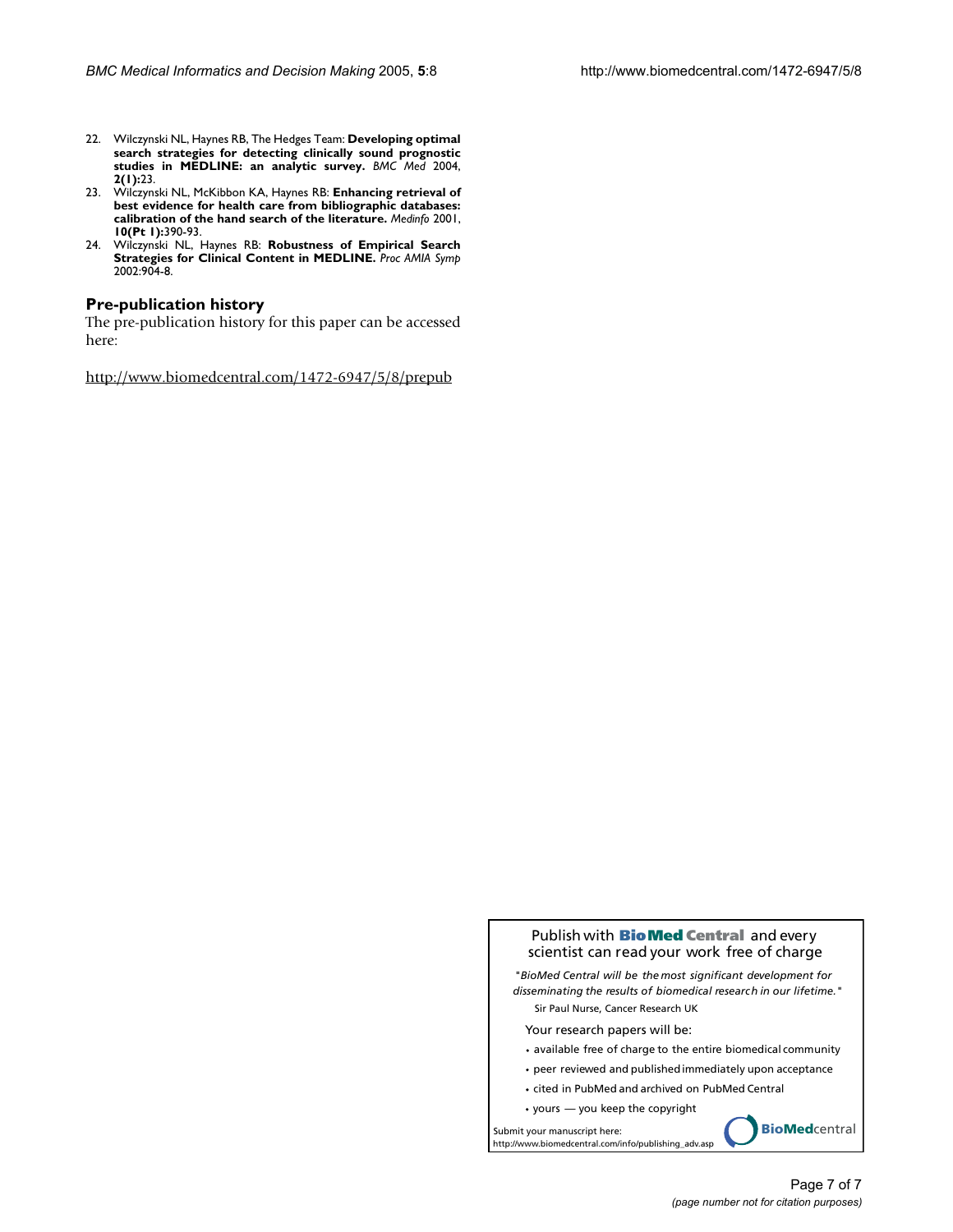22. Wilczynski NL, Haynes RB, The Hedges Team: **Developing optimal search strategies for detecting clinically sound prognostic studies in MEDLINE: an analytic survey.** *BMC Med* 2004, **2(1):**23.
23. Wilczynski NL, McKibbon KA, Haynes RB: **Enhancing retrieval of best evidence for health care from bibliographic databases: calibration of the hand search of the literature.** *Medinfo* 2001, **10(Pt 1):**390-93.
24. Wilczynski NL, Haynes RB: **Robustness of Empirical Search Strategies for Clinical Content in MEDLINE.** *Proc AMIA Symp* 2002:904-8.

## Pre-publication history

The pre-publication history for this paper can be accessed here:

http://www.biomedcentral.com/1472-6947/5/8/prepub

Publish with **BioMed Central** and every scientist can read your work free of charge

*"BioMed Central will be the most significant development for disseminating the results of biomedical research in our lifetime."*

Sir Paul Nurse, Cancer Research UK

Your research papers will be:

- available free of charge to the entire biomedical community
- peer reviewed and published immediately upon acceptance
- cited in PubMed and archived on PubMed Central
- yours — you keep the copyright

Submit your manuscript here:
http://www.biomedcentral.com/info/publishing_adv.asp

**BioMed**central